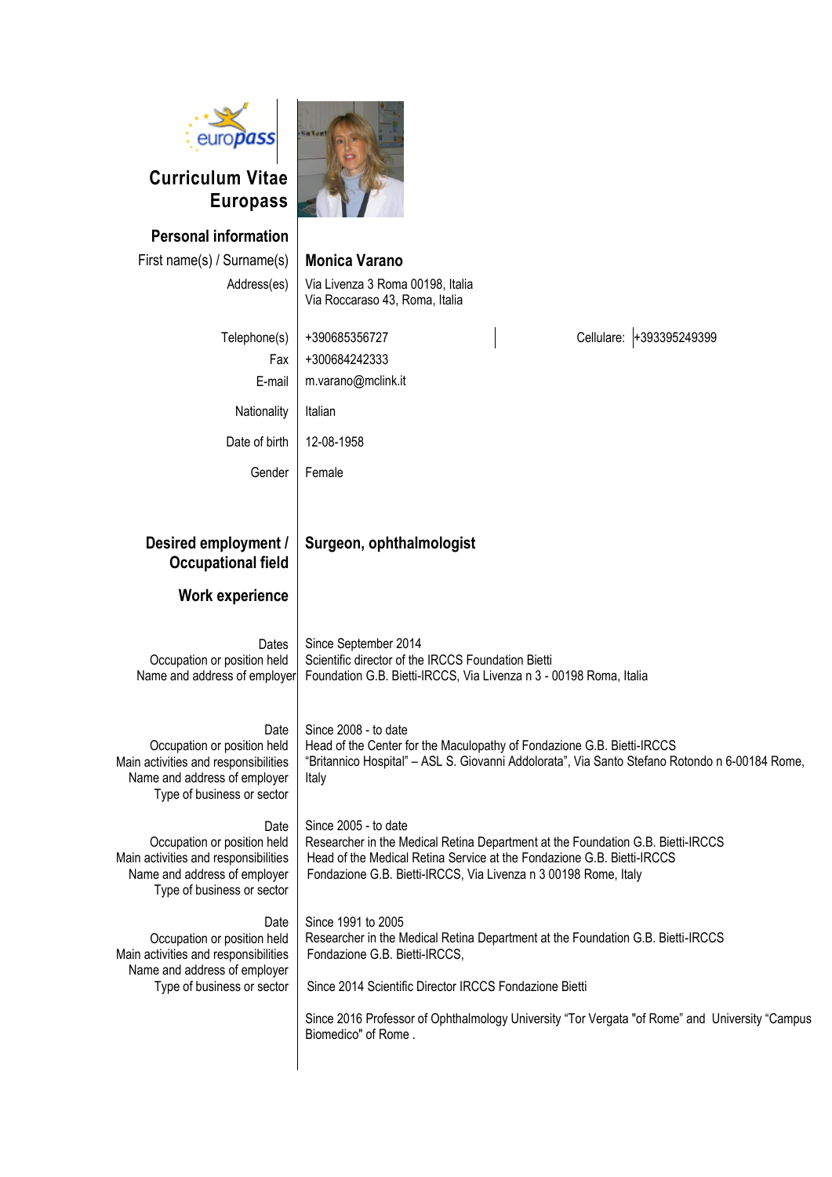# Curriculum Vitae Europass

## Personal information

| | |
|---|---|
| First name(s) / Surname(s) | **Monica Varano** |
| Address(es) | Via Livenza 3 Roma 00198, Italia<br>Via Roccaraso 43, Roma, Italia |
| Telephone(s) | +390685356727 — Cellulare: +393395249399 |
| Fax | +300684242333 |
| E-mail | m.varano@mclink.it |
| Nationality | Italian |
| Date of birth | 12-08-1958 |
| Gender | Female |

## Desired employment / Occupational field

**Surgeon, ophthalmologist**

## Work experience

| | |
|---|---|
| Dates | Since September 2014 |
| Occupation or position held | Scientific director of the IRCCS Foundation Bietti |
| Name and address of employer | Foundation G.B. Bietti-IRCCS, Via Livenza n 3 - 00198 Roma, Italia |

| | |
|---|---|
| Date | Since 2008 - to date |
| Occupation or position held | Head of the Center for the Maculopathy of Fondazione G.B. Bietti-IRCCS |
| Main activities and responsibilities | "Britannico Hospital" – ASL S. Giovanni Addolorata", Via Santo Stefano Rotondo n 6-00184 Rome, Italy |
| Name and address of employer | |
| Type of business or sector | |

| | |
|---|---|
| Date | Since 2005 - to date |
| Occupation or position held | Researcher in the Medical Retina Department at the Foundation G.B. Bietti-IRCCS |
| Main activities and responsibilities | Head of the Medical Retina Service at the Fondazione G.B. Bietti-IRCCS |
| Name and address of employer | Fondazione G.B. Bietti-IRCCS, Via Livenza n 3 00198 Rome, Italy |
| Type of business or sector | |

| | |
|---|---|
| Date | Since 1991 to 2005 |
| Occupation or position held | Researcher in the Medical Retina Department at the Foundation G.B. Bietti-IRCCS |
| Main activities and responsibilities | Fondazione G.B. Bietti-IRCCS, |
| Name and address of employer | |
| Type of business or sector | Since 2014 Scientific Director IRCCS Fondazione Bietti |

Since 2016 Professor of Ophthalmology University "Tor Vergata "of Rome" and University "Campus Biomedico" of Rome .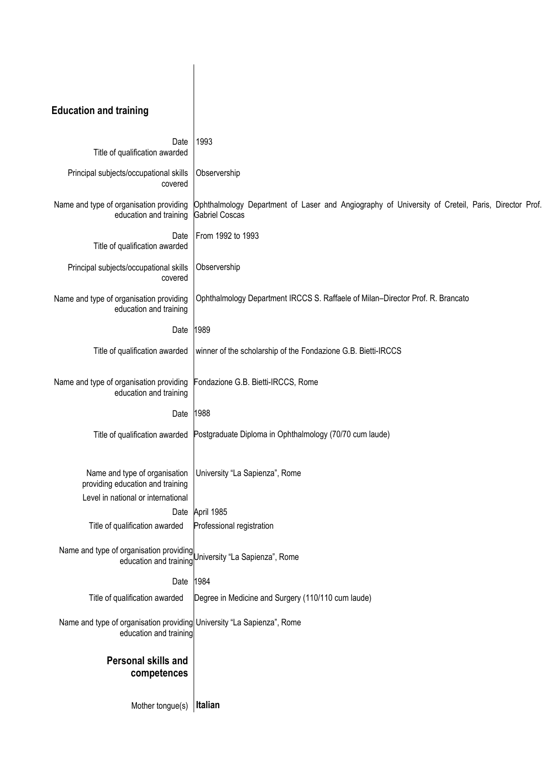## Education and training

| | |
|---|---|
| Date | 1993 |
| Title of qualification awarded | |
| Principal subjects/occupational skills covered | Observership |
| Name and type of organisation providing education and training | Ophthalmology Department of Laser and Angiography of University of Creteil, Paris, Director Prof. Gabriel Coscas |
| Date | From 1992 to 1993 |
| Title of qualification awarded | |
| Principal subjects/occupational skills covered | Observership |
| Name and type of organisation providing education and training | Ophthalmology Department IRCCS S. Raffaele of Milan–Director Prof. R. Brancato |
| Date | 1989 |
| Title of qualification awarded | winner of the scholarship of the Fondazione G.B. Bietti-IRCCS |
| Name and type of organisation providing education and training | Fondazione G.B. Bietti-IRCCS, Rome |
| Date | 1988 |
| Title of qualification awarded | Postgraduate Diploma in Ophthalmology (70/70 cum laude) |
| Name and type of organisation providing education and training | University “La Sapienza”, Rome |
| Level in national or international | |
| Date | April 1985 |
| Title of qualification awarded | Professional registration |
| Name and type of organisation providing education and training | University “La Sapienza”, Rome |
| Date | 1984 |
| Title of qualification awarded | Degree in Medicine and Surgery (110/110 cum laude) |
| Name and type of organisation providing education and training | University “La Sapienza”, Rome |

## Personal skills and competences

| | |
|---|---|
| Mother tongue(s) | **Italian** |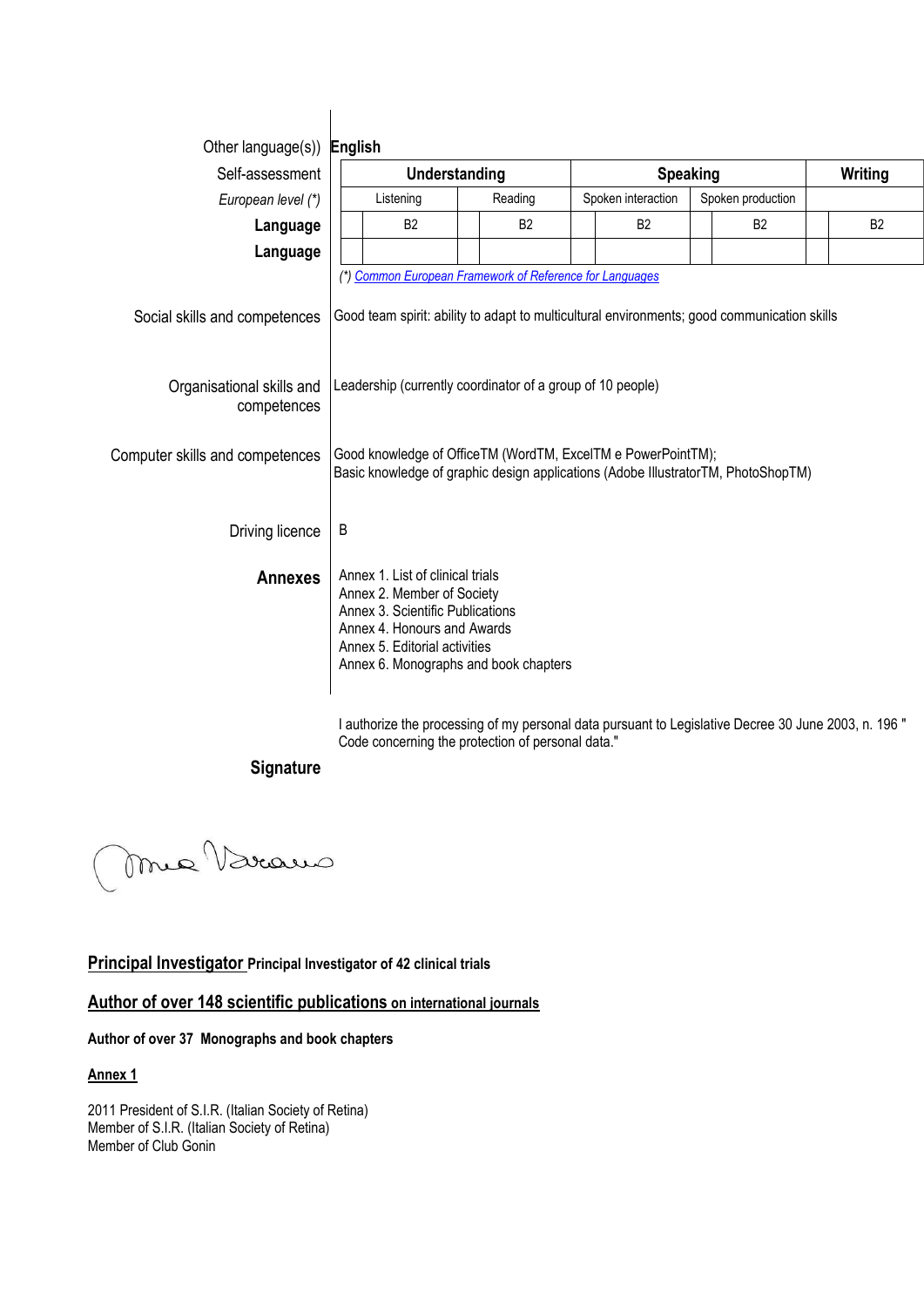Other language(s) **English**

| Self-assessment | Understanding | | Speaking | | Writing |
|---|---|---|---|---|---|
| *European level (\*)* | Listening | Reading | Spoken interaction | Spoken production | |
| **Language** | B2 | B2 | B2 | B2 | B2 |
| **Language** | | | | | |

*(\*) Common European Framework of Reference for Languages*

**Social skills and competences**
Good team spirit: ability to adapt to multicultural environments; good communication skills

**Organisational skills and competences**
Leadership (currently coordinator of a group of 10 people)

**Computer skills and competences**
Good knowledge of OfficeTM (WordTM, ExcelTM e PowerPointTM);
Basic knowledge of graphic design applications (Adobe IllustratorTM, PhotoShopTM)

**Driving licence**
B

**Annexes**
Annex 1. List of clinical trials
Annex 2. Member of Society
Annex 3. Scientific Publications
Annex 4. Honours and Awards
Annex 5. Editorial activities
Annex 6. Monographs and book chapters

I authorize the processing of my personal data pursuant to Legislative Decree 30 June 2003, n. 196 " Code concerning the protection of personal data."

**Signature**

**Principal Investigator** **Principal Investigator of 42 clinical trials**

**Author of over 148 scientific publications on international journals**

**Author of over 37 Monographs and book chapters**

**Annex 1**

2011 President of S.I.R. (Italian Society of Retina)
Member of S.I.R. (Italian Society of Retina)
Member of Club Gonin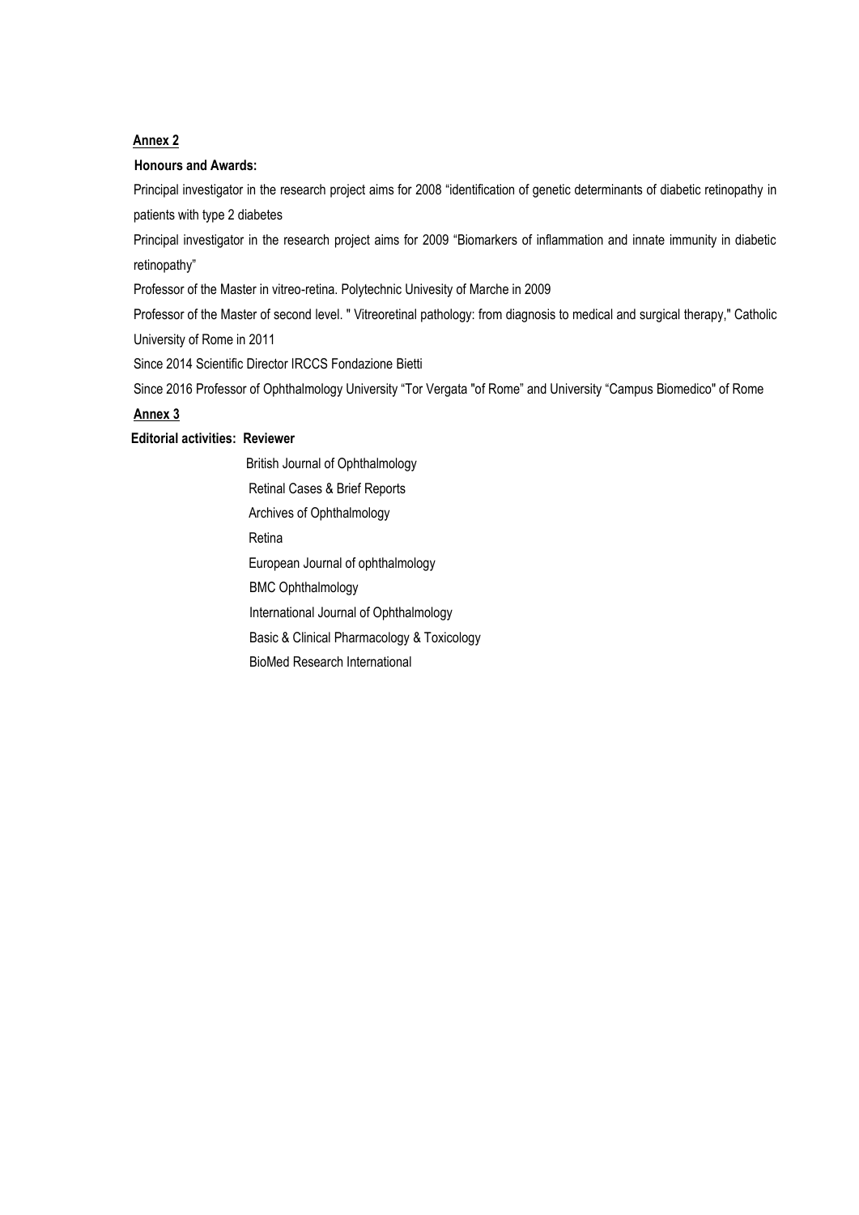**Annex 2**

**Honours and Awards:**

Principal investigator in the research project aims for 2008 "identification of genetic determinants of diabetic retinopathy in patients with type 2 diabetes

Principal investigator in the research project aims for 2009 "Biomarkers of inflammation and innate immunity in diabetic retinopathy"

Professor of the Master in vitreo-retina. Polytechnic Univesity of Marche in 2009

Professor of the Master of second level. " Vitreoretinal pathology: from diagnosis to medical and surgical therapy," Catholic University of Rome in 2011

Since 2014 Scientific Director IRCCS Fondazione Bietti

Since 2016 Professor of Ophthalmology University "Tor Vergata "of Rome" and University "Campus Biomedico" of Rome

**Annex 3**

**Editorial activities: Reviewer**

- British Journal of Ophthalmology
- Retinal Cases & Brief Reports
- Archives of Ophthalmology
- Retina
- European Journal of ophthalmology
- BMC Ophthalmology
- International Journal of Ophthalmology
- Basic & Clinical Pharmacology & Toxicology
- BioMed Research International